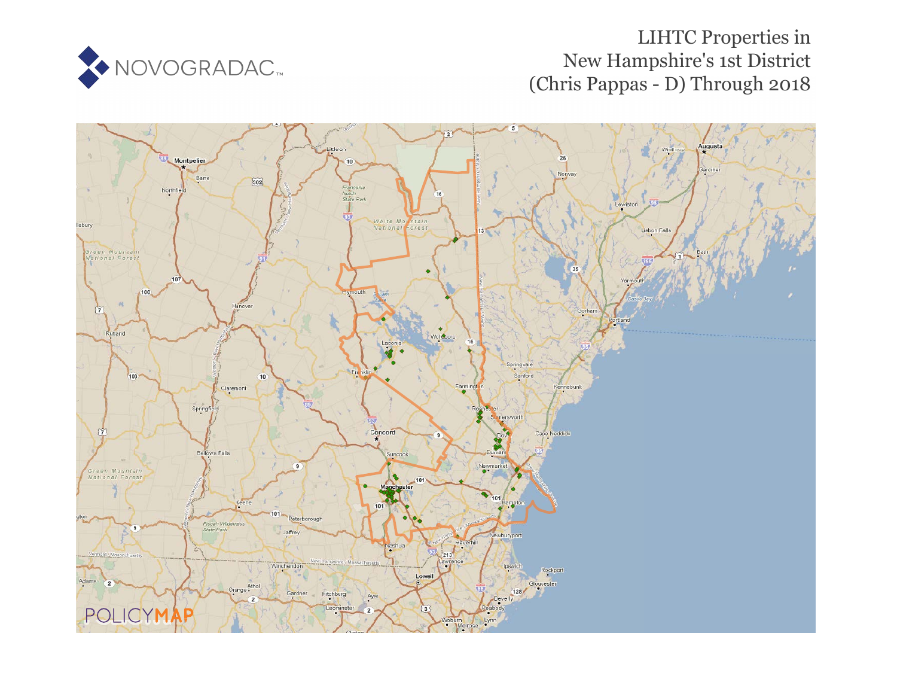NOVOGRADAC

# LIHTC Properties in New Hampshire's 1st District (Chris Pappas - D) Through 2018

POLICYMAP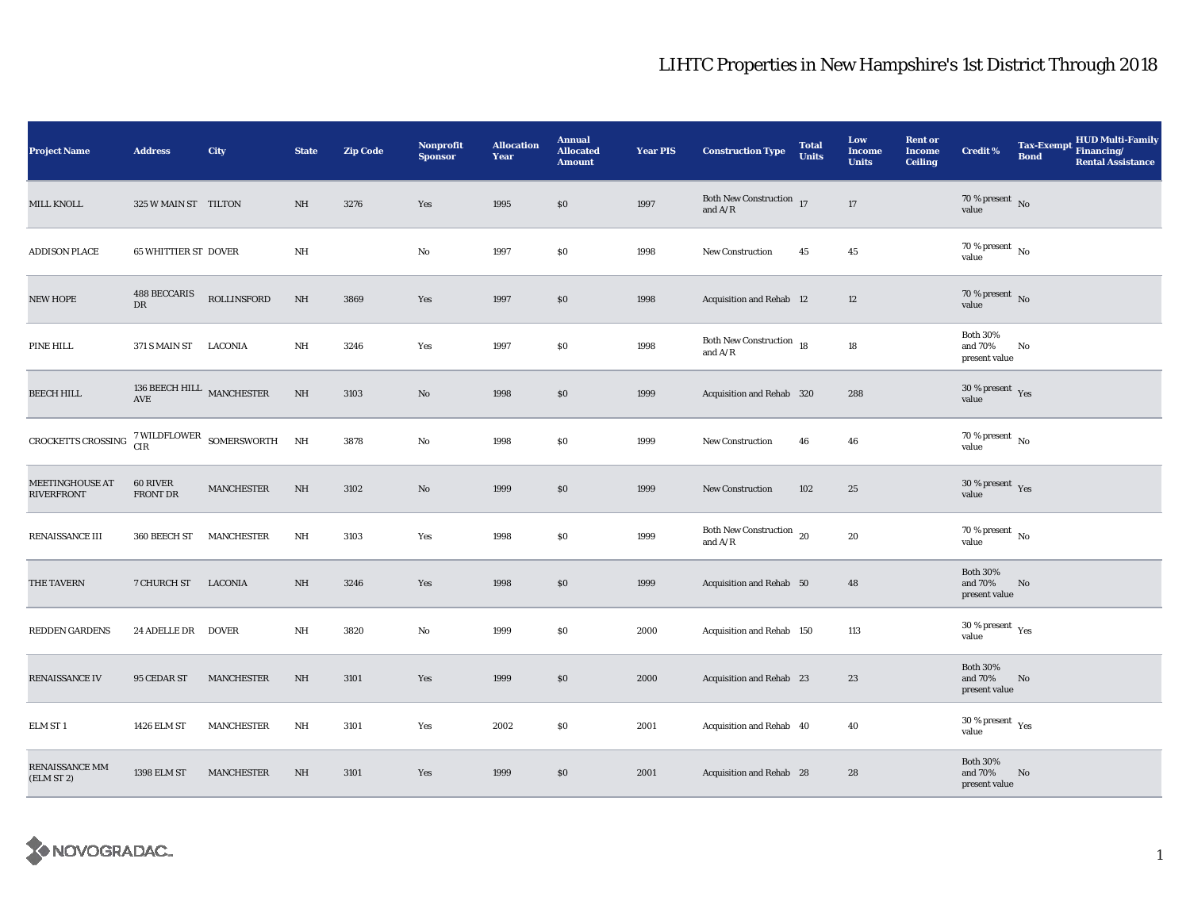# LIHTC Properties in New Hampshire's 1st District Through 2018

| Project Name | Address | City | State | Zip Code | Nonprofit Sponsor | Allocation Year | Annual Allocated Amount | Year PIS | Construction Type | Total Units | Low Income Units | Rent or Income Ceiling | Credit % | Tax-Exempt Bond | HUD Multi-Family Financing/ Rental Assistance |
|---|---|---|---|---|---|---|---|---|---|---|---|---|---|---|---|
| MILL KNOLL | 325 W MAIN ST | TILTON | NH | 3276 | Yes | 1995 | $0 | 1997 | Both New Construction and A/R | 17 | 17 | | 70 % present value | No | |
| ADDISON PLACE | 65 WHITTIER ST | DOVER | NH | | No | 1997 | $0 | 1998 | New Construction | 45 | 45 | | 70 % present value | No | |
| NEW HOPE | 488 BECCARIS DR | ROLLINSFORD | NH | 3869 | Yes | 1997 | $0 | 1998 | Acquisition and Rehab | 12 | 12 | | 70 % present value | No | |
| PINE HILL | 371 S MAIN ST | LACONIA | NH | 3246 | Yes | 1997 | $0 | 1998 | Both New Construction and A/R | 18 | 18 | | Both 30% and 70% present value | No | |
| BEECH HILL | 136 BEECH HILL AVE | MANCHESTER | NH | 3103 | No | 1998 | $0 | 1999 | Acquisition and Rehab | 320 | 288 | | 30 % present value | Yes | |
| CROCKETTS CROSSING | 7 WILDFLOWER CIR | SOMERSWORTH | NH | 3878 | No | 1998 | $0 | 1999 | New Construction | 46 | 46 | | 70 % present value | No | |
| MEETINGHOUSE AT RIVERFRONT | 60 RIVER FRONT DR | MANCHESTER | NH | 3102 | No | 1999 | $0 | 1999 | New Construction | 102 | 25 | | 30 % present value | Yes | |
| RENAISSANCE III | 360 BEECH ST | MANCHESTER | NH | 3103 | Yes | 1998 | $0 | 1999 | Both New Construction and A/R | 20 | 20 | | 70 % present value | No | |
| THE TAVERN | 7 CHURCH ST | LACONIA | NH | 3246 | Yes | 1998 | $0 | 1999 | Acquisition and Rehab | 50 | 48 | | Both 30% and 70% present value | No | |
| REDDEN GARDENS | 24 ADELLE DR | DOVER | NH | 3820 | No | 1999 | $0 | 2000 | Acquisition and Rehab | 150 | 113 | | 30 % present value | Yes | |
| RENAISSANCE IV | 95 CEDAR ST | MANCHESTER | NH | 3101 | Yes | 1999 | $0 | 2000 | Acquisition and Rehab | 23 | 23 | | Both 30% and 70% present value | No | |
| ELM ST 1 | 1426 ELM ST | MANCHESTER | NH | 3101 | Yes | 2002 | $0 | 2001 | Acquisition and Rehab | 40 | 40 | | 30 % present value | Yes | |
| RENAISSANCE MM (ELM ST 2) | 1398 ELM ST | MANCHESTER | NH | 3101 | Yes | 1999 | $0 | 2001 | Acquisition and Rehab | 28 | 28 | | Both 30% and 70% present value | No | |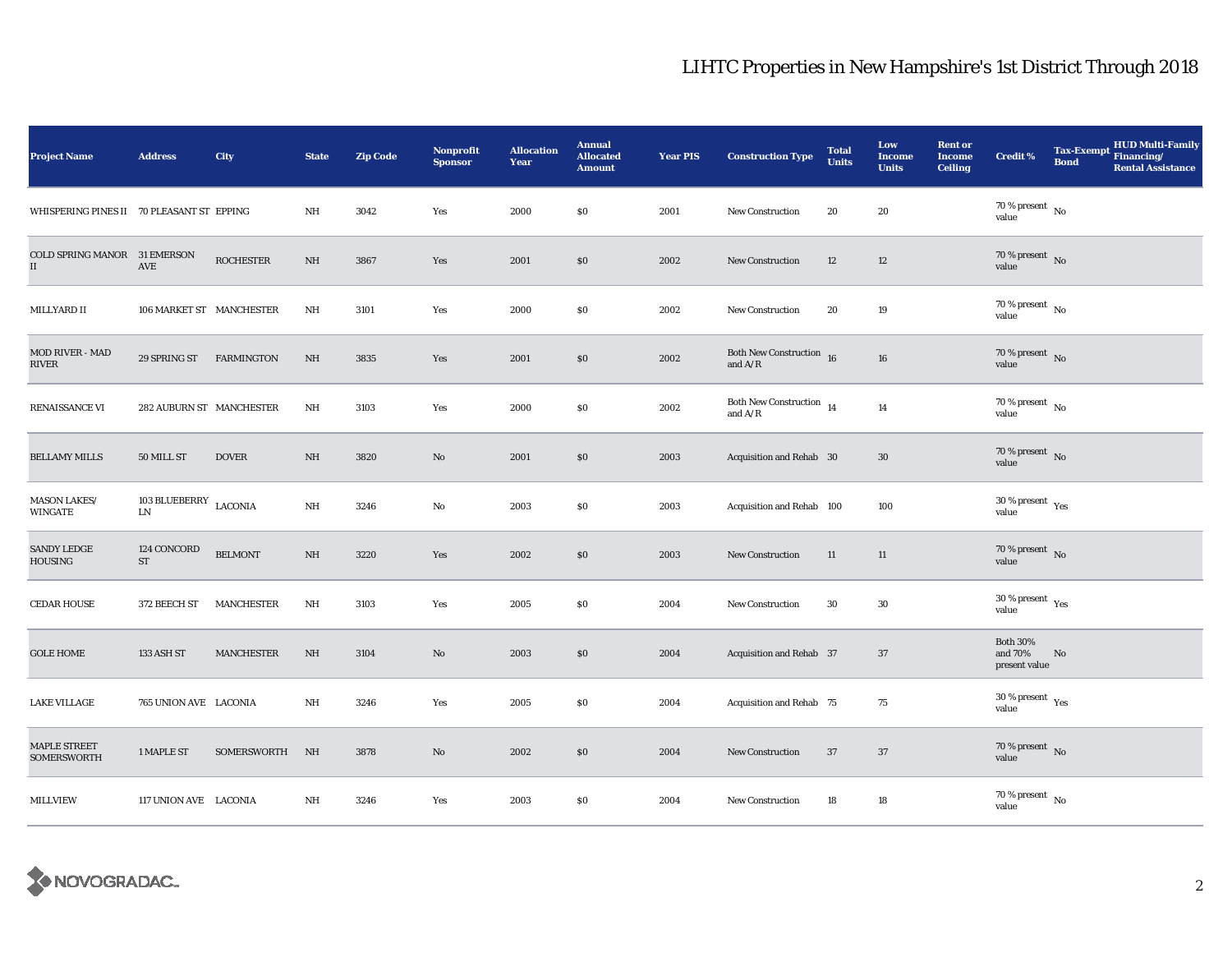# LIHTC Properties in New Hampshire's 1st District Through 2018

| Project Name | Address | City | State | Zip Code | Nonprofit Sponsor | Allocation Year | Annual Allocated Amount | Year PIS | Construction Type | Total Units | Low Income Units | Rent or Income Ceiling | Credit % | Tax-Exempt Bond | HUD Multi-Family Financing/ Rental Assistance |
|---|---|---|---|---|---|---|---|---|---|---|---|---|---|---|---|
| WHISPERING PINES II | 70 PLEASANT ST | EPPING | NH | 3042 | Yes | 2000 | $0 | 2001 | New Construction | 20 | 20 | | 70 % present value | No | |
| COLD SPRING MANOR II | 31 EMERSON AVE | ROCHESTER | NH | 3867 | Yes | 2001 | $0 | 2002 | New Construction | 12 | 12 | | 70 % present value | No | |
| MILLYARD II | 106 MARKET ST | MANCHESTER | NH | 3101 | Yes | 2000 | $0 | 2002 | New Construction | 20 | 19 | | 70 % present value | No | |
| MOD RIVER - MAD RIVER | 29 SPRING ST | FARMINGTON | NH | 3835 | Yes | 2001 | $0 | 2002 | Both New Construction and A/R | 16 | 16 | | 70 % present value | No | |
| RENAISSANCE VI | 282 AUBURN ST | MANCHESTER | NH | 3103 | Yes | 2000 | $0 | 2002 | Both New Construction and A/R | 14 | 14 | | 70 % present value | No | |
| BELLAMY MILLS | 50 MILL ST | DOVER | NH | 3820 | No | 2001 | $0 | 2003 | Acquisition and Rehab | 30 | 30 | | 70 % present value | No | |
| MASON LAKES/ WINGATE | 103 BLUEBERRY LN | LACONIA | NH | 3246 | No | 2003 | $0 | 2003 | Acquisition and Rehab | 100 | 100 | | 30 % present value | Yes | |
| SANDY LEDGE HOUSING | 124 CONCORD ST | BELMONT | NH | 3220 | Yes | 2002 | $0 | 2003 | New Construction | 11 | 11 | | 70 % present value | No | |
| CEDAR HOUSE | 372 BEECH ST | MANCHESTER | NH | 3103 | Yes | 2005 | $0 | 2004 | New Construction | 30 | 30 | | 30 % present value | Yes | |
| GOLE HOME | 133 ASH ST | MANCHESTER | NH | 3104 | No | 2003 | $0 | 2004 | Acquisition and Rehab | 37 | 37 | | Both 30% and 70% present value | No | |
| LAKE VILLAGE | 765 UNION AVE | LACONIA | NH | 3246 | Yes | 2005 | $0 | 2004 | Acquisition and Rehab | 75 | 75 | | 30 % present value | Yes | |
| MAPLE STREET SOMERSWORTH | 1 MAPLE ST | SOMERSWORTH | NH | 3878 | No | 2002 | $0 | 2004 | New Construction | 37 | 37 | | 70 % present value | No | |
| MILLVIEW | 117 UNION AVE | LACONIA | NH | 3246 | Yes | 2003 | $0 | 2004 | New Construction | 18 | 18 | | 70 % present value | No | |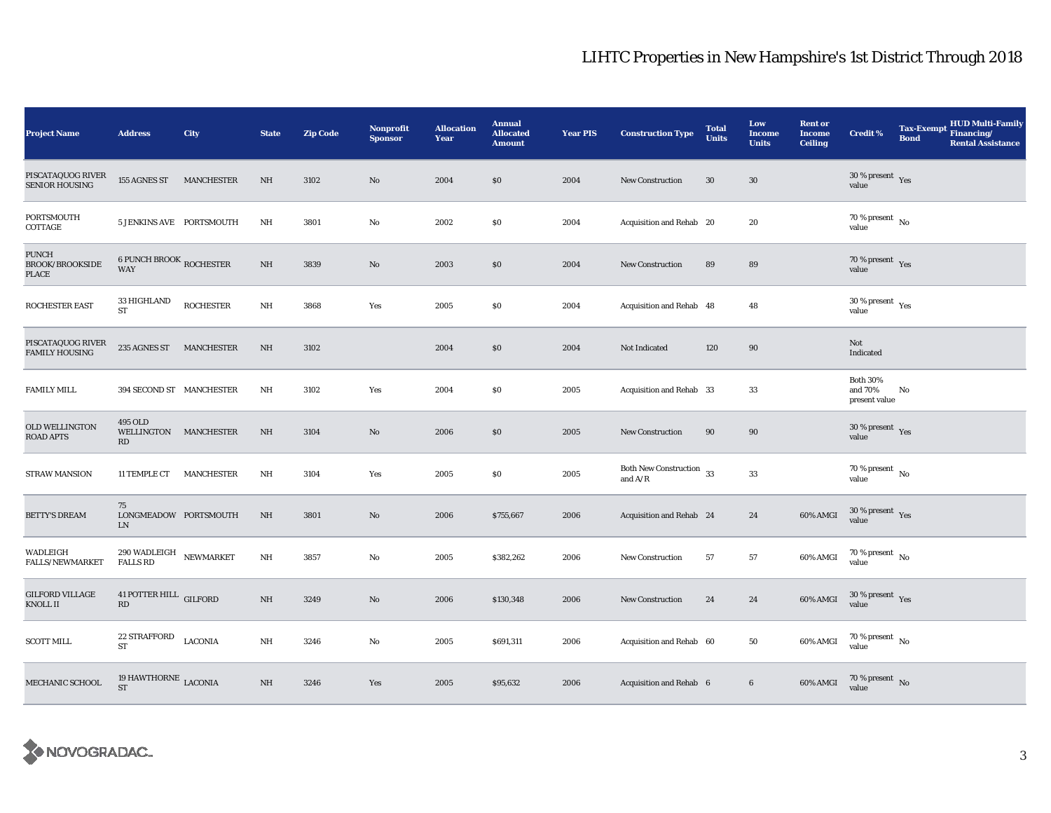# LIHTC Properties in New Hampshire's 1st District Through 2018

| Project Name | Address | City | State | Zip Code | Nonprofit Sponsor | Allocation Year | Annual Allocated Amount | Year PIS | Construction Type | Total Units | Low Income Units | Rent or Income Ceiling | Credit % | Tax-Exempt Bond | HUD Multi-Family Financing/ Rental Assistance |
|---|---|---|---|---|---|---|---|---|---|---|---|---|---|---|---|
| PISCATAQUOG RIVER SENIOR HOUSING | 155 AGNES ST | MANCHESTER | NH | 3102 | No | 2004 | $0 | 2004 | New Construction | 30 | 30 | | 30 % present value | Yes | |
| PORTSMOUTH COTTAGE | 5 JENKINS AVE | PORTSMOUTH | NH | 3801 | No | 2002 | $0 | 2004 | Acquisition and Rehab | 20 | 20 | | 70 % present value | No | |
| PUNCH BROOK/BROOKSIDE PLACE | 6 PUNCH BROOK WAY | ROCHESTER | NH | 3839 | No | 2003 | $0 | 2004 | New Construction | 89 | 89 | | 70 % present value | Yes | |
| ROCHESTER EAST | 33 HIGHLAND ST | ROCHESTER | NH | 3868 | Yes | 2005 | $0 | 2004 | Acquisition and Rehab | 48 | 48 | | 30 % present value | Yes | |
| PISCATAQUOG RIVER FAMILY HOUSING | 235 AGNES ST | MANCHESTER | NH | 3102 | | 2004 | $0 | 2004 | Not Indicated | 120 | 90 | | Not Indicated | | |
| FAMILY MILL | 394 SECOND ST | MANCHESTER | NH | 3102 | Yes | 2004 | $0 | 2005 | Acquisition and Rehab | 33 | 33 | | Both 30% and 70% present value | No | |
| OLD WELLINGTON ROAD APTS | 495 OLD WELLINGTON RD | MANCHESTER | NH | 3104 | No | 2006 | $0 | 2005 | New Construction | 90 | 90 | | 30 % present value | Yes | |
| STRAW MANSION | 11 TEMPLE CT | MANCHESTER | NH | 3104 | Yes | 2005 | $0 | 2005 | Both New Construction and A/R | 33 | 33 | | 70 % present value | No | |
| BETTY'S DREAM | 75 LONGMEADOW LN | PORTSMOUTH | NH | 3801 | No | 2006 | $755,667 | 2006 | Acquisition and Rehab | 24 | 24 | 60% AMGI | 30 % present value | Yes | |
| WADLEIGH FALLS/NEWMARKET | 290 WADLEIGH FALLS RD | NEWMARKET | NH | 3857 | No | 2005 | $382,262 | 2006 | New Construction | 57 | 57 | 60% AMGI | 70 % present value | No | |
| GILFORD VILLAGE KNOLL II | 41 POTTER HILL RD | GILFORD | NH | 3249 | No | 2006 | $130,348 | 2006 | New Construction | 24 | 24 | 60% AMGI | 30 % present value | Yes | |
| SCOTT MILL | 22 STRAFFORD ST | LACONIA | NH | 3246 | No | 2005 | $691,311 | 2006 | Acquisition and Rehab | 60 | 50 | 60% AMGI | 70 % present value | No | |
| MECHANIC SCHOOL | 19 HAWTHORNE ST | LACONIA | NH | 3246 | Yes | 2005 | $95,632 | 2006 | Acquisition and Rehab | 6 | 6 | 60% AMGI | 70 % present value | No | |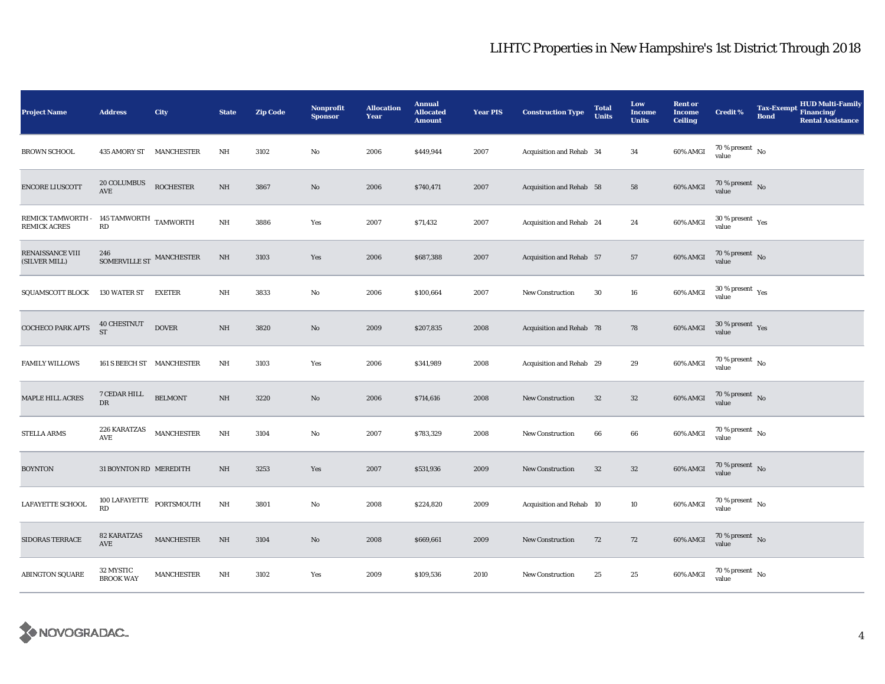## LIHTC Properties in New Hampshire's 1st District Through 2018

| Project Name | Address | City | State | Zip Code | Nonprofit Sponsor | Allocation Year | Annual Allocated Amount | Year PIS | Construction Type | Total Units | Low Income Units | Rent or Income Ceiling | Credit % | Tax-Exempt Bond | HUD Multi-Family Financing/ Rental Assistance |
|---|---|---|---|---|---|---|---|---|---|---|---|---|---|---|---|
| BROWN SCHOOL | 435 AMORY ST | MANCHESTER | NH | 3102 | No | 2006 | $449,944 | 2007 | Acquisition and Rehab | 34 | 34 | 60% AMGI | 70 % present value | No | |
| ENCORE LIUSCOTT | 20 COLUMBUS AVE | ROCHESTER | NH | 3867 | No | 2006 | $740,471 | 2007 | Acquisition and Rehab | 58 | 58 | 60% AMGI | 70 % present value | No | |
| REMICK TAMWORTH - REMICK ACRES | 145 TAMWORTH RD | TAMWORTH | NH | 3886 | Yes | 2007 | $71,432 | 2007 | Acquisition and Rehab | 24 | 24 | 60% AMGI | 30 % present value | Yes | |
| RENAISSANCE VIII (SILVER MILL) | 246 SOMERVILLE ST | MANCHESTER | NH | 3103 | Yes | 2006 | $687,388 | 2007 | Acquisition and Rehab | 57 | 57 | 60% AMGI | 70 % present value | No | |
| SQUAMSCOTT BLOCK | 130 WATER ST | EXETER | NH | 3833 | No | 2006 | $100,664 | 2007 | New Construction | 30 | 16 | 60% AMGI | 30 % present value | Yes | |
| COCHECO PARK APTS | 40 CHESTNUT ST | DOVER | NH | 3820 | No | 2009 | $207,835 | 2008 | Acquisition and Rehab | 78 | 78 | 60% AMGI | 30 % present value | Yes | |
| FAMILY WILLOWS | 161 S BEECH ST | MANCHESTER | NH | 3103 | Yes | 2006 | $341,989 | 2008 | Acquisition and Rehab | 29 | 29 | 60% AMGI | 70 % present value | No | |
| MAPLE HILL ACRES | 7 CEDAR HILL DR | BELMONT | NH | 3220 | No | 2006 | $714,616 | 2008 | New Construction | 32 | 32 | 60% AMGI | 70 % present value | No | |
| STELLA ARMS | 226 KARATZAS AVE | MANCHESTER | NH | 3104 | No | 2007 | $783,329 | 2008 | New Construction | 66 | 66 | 60% AMGI | 70 % present value | No | |
| BOYNTON | 31 BOYNTON RD | MEREDITH | NH | 3253 | Yes | 2007 | $531,936 | 2009 | New Construction | 32 | 32 | 60% AMGI | 70 % present value | No | |
| LAFAYETTE SCHOOL | 100 LAFAYETTE RD | PORTSMOUTH | NH | 3801 | No | 2008 | $224,820 | 2009 | Acquisition and Rehab | 10 | 10 | 60% AMGI | 70 % present value | No | |
| SIDORAS TERRACE | 82 KARATZAS AVE | MANCHESTER | NH | 3104 | No | 2008 | $669,661 | 2009 | New Construction | 72 | 72 | 60% AMGI | 70 % present value | No | |
| ABINGTON SQUARE | 32 MYSTIC BROOK WAY | MANCHESTER | NH | 3102 | Yes | 2009 | $109,536 | 2010 | New Construction | 25 | 25 | 60% AMGI | 70 % present value | No | |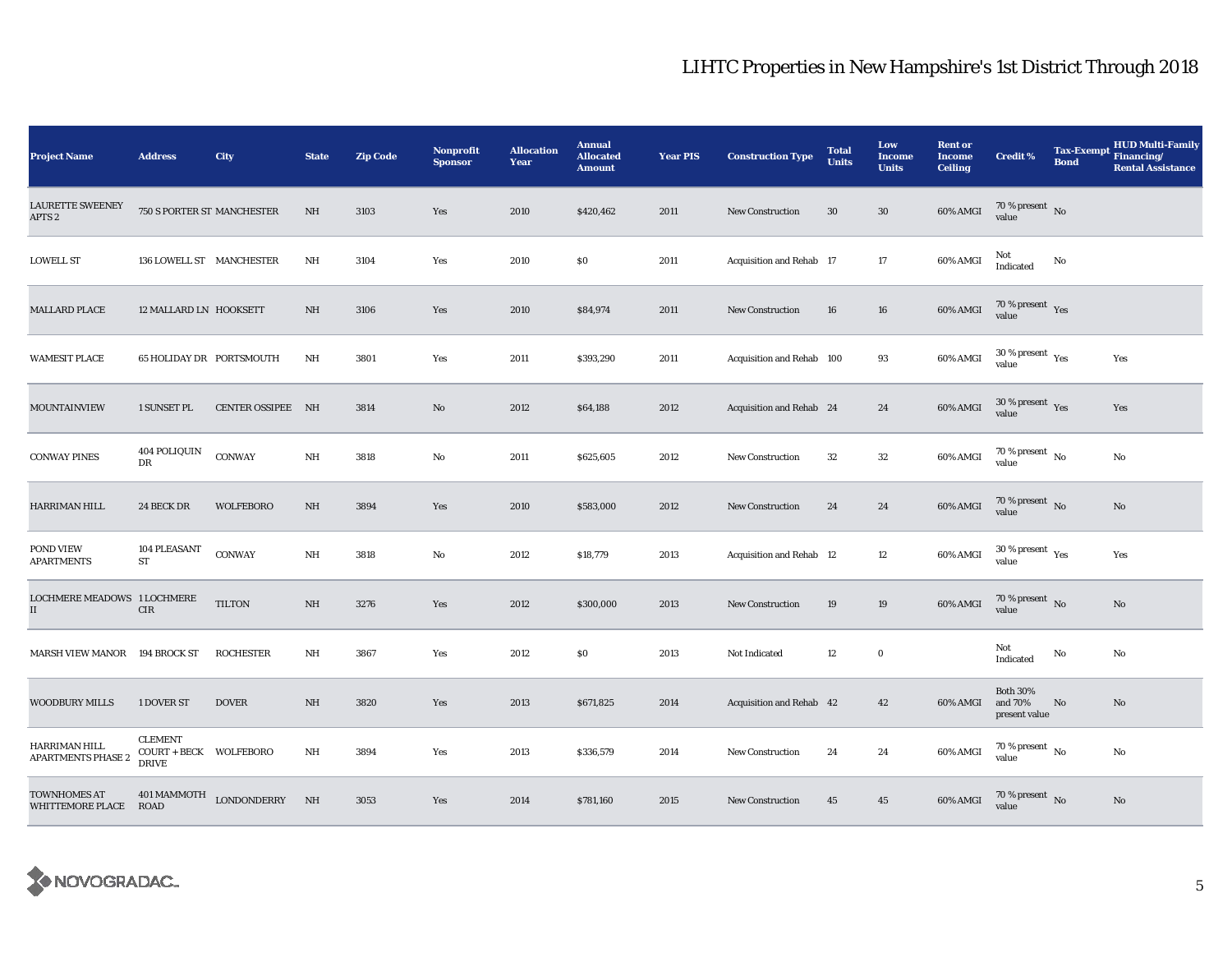# LIHTC Properties in New Hampshire's 1st District Through 2018

| Project Name | Address | City | State | Zip Code | Nonprofit Sponsor | Allocation Year | Annual Allocated Amount | Year PIS | Construction Type | Total Units | Low Income Units | Rent or Income Ceiling | Credit % | Tax-Exempt Bond | HUD Multi-Family Financing/ Rental Assistance |
|---|---|---|---|---|---|---|---|---|---|---|---|---|---|---|---|
| LAURETTE SWEENEY APTS 2 | 750 S PORTER ST | MANCHESTER | NH | 3103 | Yes | 2010 | $420,462 | 2011 | New Construction | 30 | 30 | 60% AMGI | 70 % present value | No | |
| LOWELL ST | 136 LOWELL ST | MANCHESTER | NH | 3104 | Yes | 2010 | $0 | 2011 | Acquisition and Rehab | 17 | 17 | 60% AMGI | Not Indicated | No | |
| MALLARD PLACE | 12 MALLARD LN | HOOKSETT | NH | 3106 | Yes | 2010 | $84,974 | 2011 | New Construction | 16 | 16 | 60% AMGI | 70 % present value | Yes | |
| WAMESIT PLACE | 65 HOLIDAY DR | PORTSMOUTH | NH | 3801 | Yes | 2011 | $393,290 | 2011 | Acquisition and Rehab | 100 | 93 | 60% AMGI | 30 % present value | Yes | Yes |
| MOUNTAINVIEW | 1 SUNSET PL | CENTER OSSIPEE | NH | 3814 | No | 2012 | $64,188 | 2012 | Acquisition and Rehab | 24 | 24 | 60% AMGI | 30 % present value | Yes | Yes |
| CONWAY PINES | 404 POLIQUIN DR | CONWAY | NH | 3818 | No | 2011 | $625,605 | 2012 | New Construction | 32 | 32 | 60% AMGI | 70 % present value | No | No |
| HARRIMAN HILL | 24 BECK DR | WOLFEBORO | NH | 3894 | Yes | 2010 | $583,000 | 2012 | New Construction | 24 | 24 | 60% AMGI | 70 % present value | No | No |
| POND VIEW APARTMENTS | 104 PLEASANT ST | CONWAY | NH | 3818 | No | 2012 | $18,779 | 2013 | Acquisition and Rehab | 12 | 12 | 60% AMGI | 30 % present value | Yes | Yes |
| LOCHMERE MEADOWS II | 1 LOCHMERE CIR | TILTON | NH | 3276 | Yes | 2012 | $300,000 | 2013 | New Construction | 19 | 19 | 60% AMGI | 70 % present value | No | No |
| MARSH VIEW MANOR | 194 BROCK ST | ROCHESTER | NH | 3867 | Yes | 2012 | $0 | 2013 | Not Indicated | 12 | 0 | | Not Indicated | No | No |
| WOODBURY MILLS | 1 DOVER ST | DOVER | NH | 3820 | Yes | 2013 | $671,825 | 2014 | Acquisition and Rehab | 42 | 42 | 60% AMGI | Both 30% and 70% present value | No | No |
| HARRIMAN HILL APARTMENTS PHASE 2 | CLEMENT COURT + BECK DRIVE | WOLFEBORO | NH | 3894 | Yes | 2013 | $336,579 | 2014 | New Construction | 24 | 24 | 60% AMGI | 70 % present value | No | No |
| TOWNHOMES AT WHITTEMORE PLACE | 401 MAMMOTH ROAD | LONDONDERRY | NH | 3053 | Yes | 2014 | $781,160 | 2015 | New Construction | 45 | 45 | 60% AMGI | 70 % present value | No | No |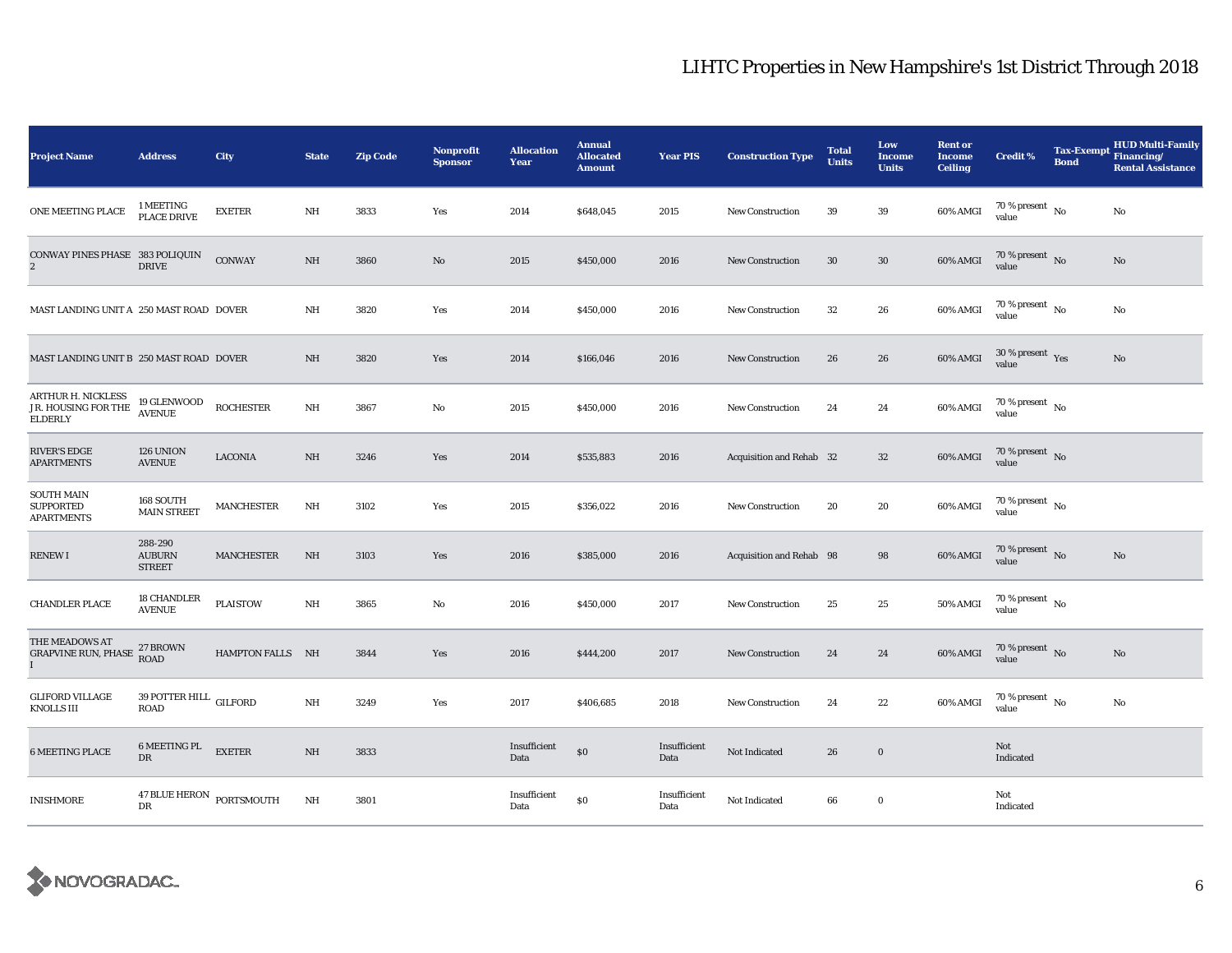# LIHTC Properties in New Hampshire's 1st District Through 2018

| Project Name | Address | City | State | Zip Code | Nonprofit Sponsor | Allocation Year | Annual Allocated Amount | Year PIS | Construction Type | Total Units | Low Income Units | Rent or Income Ceiling | Credit % | Tax-Exempt Bond | HUD Multi-Family Financing/ Rental Assistance |
|---|---|---|---|---|---|---|---|---|---|---|---|---|---|---|---|
| ONE MEETING PLACE | 1 MEETING PLACE DRIVE | EXETER | NH | 3833 | Yes | 2014 | $648,045 | 2015 | New Construction | 39 | 39 | 60% AMGI | 70 % present value | No | No |
| CONWAY PINES PHASE 2 | 383 POLIQUIN DRIVE | CONWAY | NH | 3860 | No | 2015 | $450,000 | 2016 | New Construction | 30 | 30 | 60% AMGI | 70 % present value | No | No |
| MAST LANDING UNIT A | 250 MAST ROAD | DOVER | NH | 3820 | Yes | 2014 | $450,000 | 2016 | New Construction | 32 | 26 | 60% AMGI | 70 % present value | No | No |
| MAST LANDING UNIT B | 250 MAST ROAD | DOVER | NH | 3820 | Yes | 2014 | $166,046 | 2016 | New Construction | 26 | 26 | 60% AMGI | 30 % present value | Yes | No |
| ARTHUR H. NICKLESS JR. HOUSING FOR THE ELDERLY | 19 GLENWOOD AVENUE | ROCHESTER | NH | 3867 | No | 2015 | $450,000 | 2016 | New Construction | 24 | 24 | 60% AMGI | 70 % present value | No | |
| RIVER'S EDGE APARTMENTS | 126 UNION AVENUE | LACONIA | NH | 3246 | Yes | 2014 | $535,883 | 2016 | Acquisition and Rehab | 32 | 32 | 60% AMGI | 70 % present value | No | |
| SOUTH MAIN SUPPORTED APARTMENTS | 168 SOUTH MAIN STREET | MANCHESTER | NH | 3102 | Yes | 2015 | $356,022 | 2016 | New Construction | 20 | 20 | 60% AMGI | 70 % present value | No | |
| RENEW I | 288-290 AUBURN STREET | MANCHESTER | NH | 3103 | Yes | 2016 | $385,000 | 2016 | Acquisition and Rehab | 98 | 98 | 60% AMGI | 70 % present value | No | No |
| CHANDLER PLACE | 18 CHANDLER AVENUE | PLAISTOW | NH | 3865 | No | 2016 | $450,000 | 2017 | New Construction | 25 | 25 | 50% AMGI | 70 % present value | No | |
| THE MEADOWS AT GRAPVINE RUN, PHASE I | 27 BROWN ROAD | HAMPTON FALLS | NH | 3844 | Yes | 2016 | $444,200 | 2017 | New Construction | 24 | 24 | 60% AMGI | 70 % present value | No | No |
| GLIFORD VILLAGE KNOLLS III | 39 POTTER HILL ROAD | GILFORD | NH | 3249 | Yes | 2017 | $406,685 | 2018 | New Construction | 24 | 22 | 60% AMGI | 70 % present value | No | No |
| 6 MEETING PLACE | 6 MEETING PL DR | EXETER | NH | 3833 | | Insufficient Data | $0 | Insufficient Data | Not Indicated | 26 | 0 | | Not Indicated | | |
| INISHMORE | 47 BLUE HERON DR | PORTSMOUTH | NH | 3801 | | Insufficient Data | $0 | Insufficient Data | Not Indicated | 66 | 0 | | Not Indicated | | |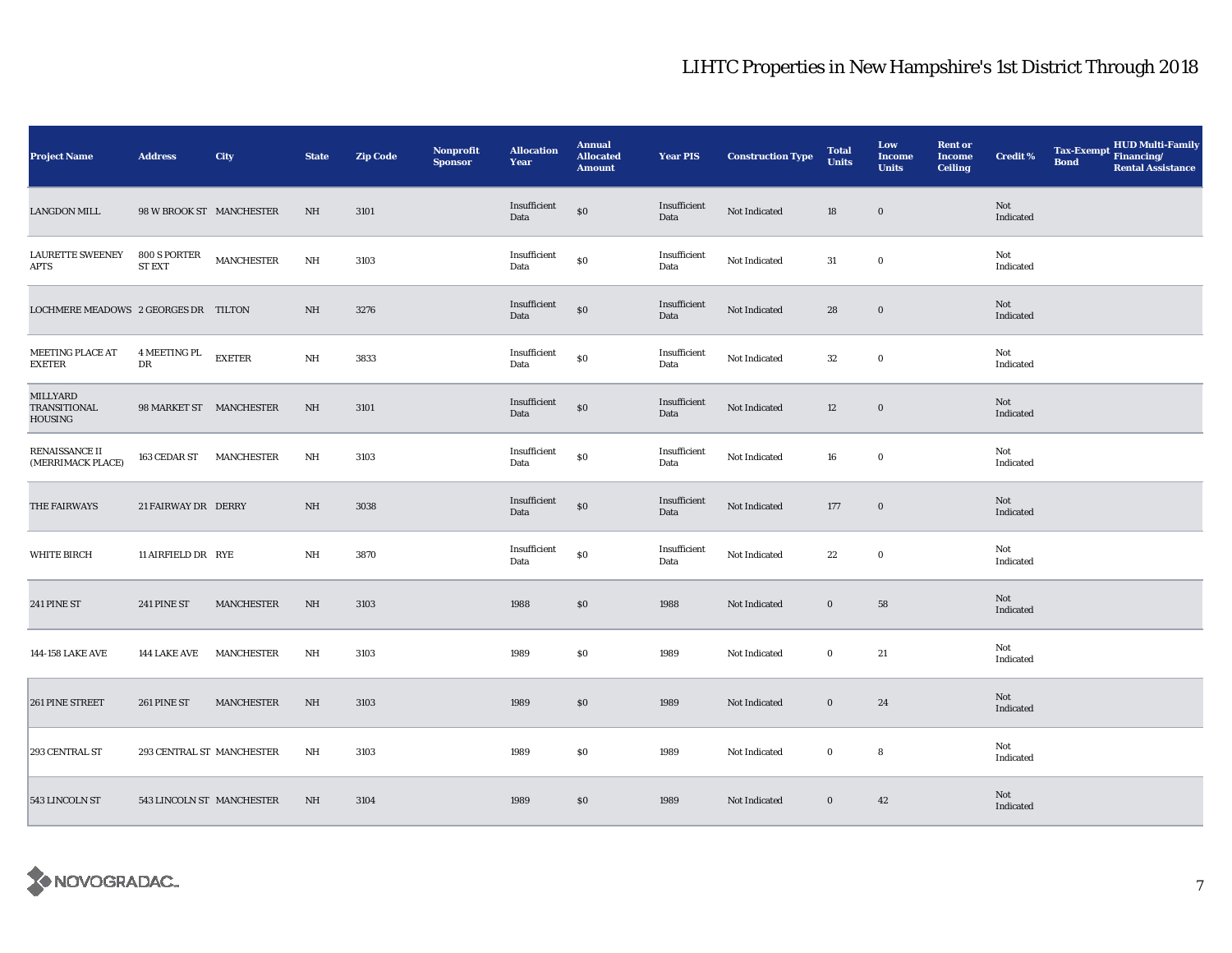# LIHTC Properties in New Hampshire's 1st District Through 2018

| Project Name | Address | City | State | Zip Code | Nonprofit Sponsor | Allocation Year | Annual Allocated Amount | Year PIS | Construction Type | Total Units | Low Income Units | Rent or Income Ceiling | Credit % | Tax-Exempt Bond | HUD Multi-Family Financing/ Rental Assistance |
|---|---|---|---|---|---|---|---|---|---|---|---|---|---|---|---|
| LANGDON MILL | 98 W BROOK ST | MANCHESTER | NH | 3101 | | Insufficient Data | $0 | Insufficient Data | Not Indicated | 18 | 0 | | Not Indicated | | |
| LAURETTE SWEENEY APTS | 800 S PORTER ST EXT | MANCHESTER | NH | 3103 | | Insufficient Data | $0 | Insufficient Data | Not Indicated | 31 | 0 | | Not Indicated | | |
| LOCHMERE MEADOWS | 2 GEORGES DR | TILTON | NH | 3276 | | Insufficient Data | $0 | Insufficient Data | Not Indicated | 28 | 0 | | Not Indicated | | |
| MEETING PLACE AT EXETER | 4 MEETING PL DR | EXETER | NH | 3833 | | Insufficient Data | $0 | Insufficient Data | Not Indicated | 32 | 0 | | Not Indicated | | |
| MILLYARD TRANSITIONAL HOUSING | 98 MARKET ST | MANCHESTER | NH | 3101 | | Insufficient Data | $0 | Insufficient Data | Not Indicated | 12 | 0 | | Not Indicated | | |
| RENAISSANCE II (MERRIMACK PLACE) | 163 CEDAR ST | MANCHESTER | NH | 3103 | | Insufficient Data | $0 | Insufficient Data | Not Indicated | 16 | 0 | | Not Indicated | | |
| THE FAIRWAYS | 21 FAIRWAY DR | DERRY | NH | 3038 | | Insufficient Data | $0 | Insufficient Data | Not Indicated | 177 | 0 | | Not Indicated | | |
| WHITE BIRCH | 11 AIRFIELD DR | RYE | NH | 3870 | | Insufficient Data | $0 | Insufficient Data | Not Indicated | 22 | 0 | | Not Indicated | | |
| 241 PINE ST | 241 PINE ST | MANCHESTER | NH | 3103 | | 1988 | $0 | 1988 | Not Indicated | 0 | 58 | | Not Indicated | | |
| 144-158 LAKE AVE | 144 LAKE AVE | MANCHESTER | NH | 3103 | | 1989 | $0 | 1989 | Not Indicated | 0 | 21 | | Not Indicated | | |
| 261 PINE STREET | 261 PINE ST | MANCHESTER | NH | 3103 | | 1989 | $0 | 1989 | Not Indicated | 0 | 24 | | Not Indicated | | |
| 293 CENTRAL ST | 293 CENTRAL ST | MANCHESTER | NH | 3103 | | 1989 | $0 | 1989 | Not Indicated | 0 | 8 | | Not Indicated | | |
| 543 LINCOLN ST | 543 LINCOLN ST | MANCHESTER | NH | 3104 | | 1989 | $0 | 1989 | Not Indicated | 0 | 42 | | Not Indicated | | |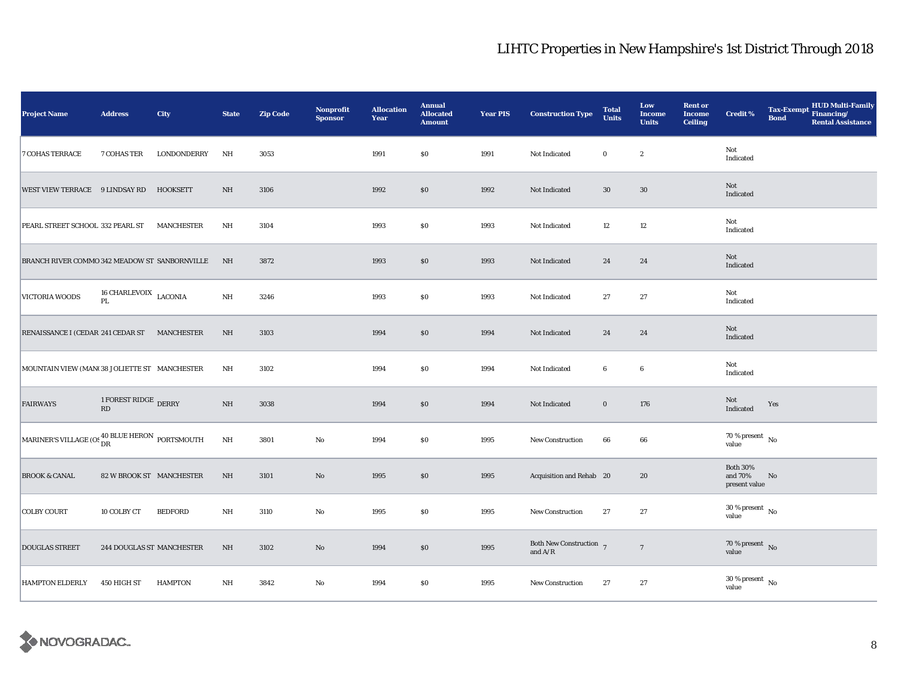# LIHTC Properties in New Hampshire's 1st District Through 2018

| Project Name | Address | City | State | Zip Code | Nonprofit Sponsor | Allocation Year | Annual Allocated Amount | Year PIS | Construction Type | Total Units | Low Income Units | Rent or Income Ceiling | Credit % | Tax-Exempt Bond | HUD Multi-Family Financing/ Rental Assistance |
|---|---|---|---|---|---|---|---|---|---|---|---|---|---|---|---|
| 7 COHAS TERRACE | 7 COHAS TER | LONDONDERRY | NH | 3053 | | 1991 | $0 | 1991 | Not Indicated | 0 | 2 | | Not Indicated | | |
| WEST VIEW TERRACE | 9 LINDSAY RD | HOOKSETT | NH | 3106 | | 1992 | $0 | 1992 | Not Indicated | 30 | 30 | | Not Indicated | | |
| PEARL STREET SCHOOL | 332 PEARL ST | MANCHESTER | NH | 3104 | | 1993 | $0 | 1993 | Not Indicated | 12 | 12 | | Not Indicated | | |
| BRANCH RIVER COMMO | 342 MEADOW ST | SANBORNVILLE | NH | 3872 | | 1993 | $0 | 1993 | Not Indicated | 24 | 24 | | Not Indicated | | |
| VICTORIA WOODS | 16 CHARLEVOIX PL | LACONIA | NH | 3246 | | 1993 | $0 | 1993 | Not Indicated | 27 | 27 | | Not Indicated | | |
| RENAISSANCE I (CEDAR | 241 CEDAR ST | MANCHESTER | NH | 3103 | | 1994 | $0 | 1994 | Not Indicated | 24 | 24 | | Not Indicated | | |
| MOUNTAIN VIEW (MAN( | 38 JOLIETTE ST | MANCHESTER | NH | 3102 | | 1994 | $0 | 1994 | Not Indicated | 6 | 6 | | Not Indicated | | |
| FAIRWAYS | 1 FOREST RIDGE RD | DERRY | NH | 3038 | | 1994 | $0 | 1994 | Not Indicated | 0 | 176 | | Not Indicated | Yes | |
| MARINER'S VILLAGE (OS | 40 BLUE HERON DR | PORTSMOUTH | NH | 3801 | No | 1994 | $0 | 1995 | New Construction | 66 | 66 | | 70 % present value | No | |
| BROOK & CANAL | 82 W BROOK ST | MANCHESTER | NH | 3101 | No | 1995 | $0 | 1995 | Acquisition and Rehab | 20 | 20 | | Both 30% and 70% present value | No | |
| COLBY COURT | 10 COLBY CT | BEDFORD | NH | 3110 | No | 1995 | $0 | 1995 | New Construction | 27 | 27 | | 30 % present value | No | |
| DOUGLAS STREET | 244 DOUGLAS ST | MANCHESTER | NH | 3102 | No | 1994 | $0 | 1995 | Both New Construction and A/R | 7 | 7 | | 70 % present value | No | |
| HAMPTON ELDERLY | 450 HIGH ST | HAMPTON | NH | 3842 | No | 1994 | $0 | 1995 | New Construction | 27 | 27 | | 30 % present value | No | |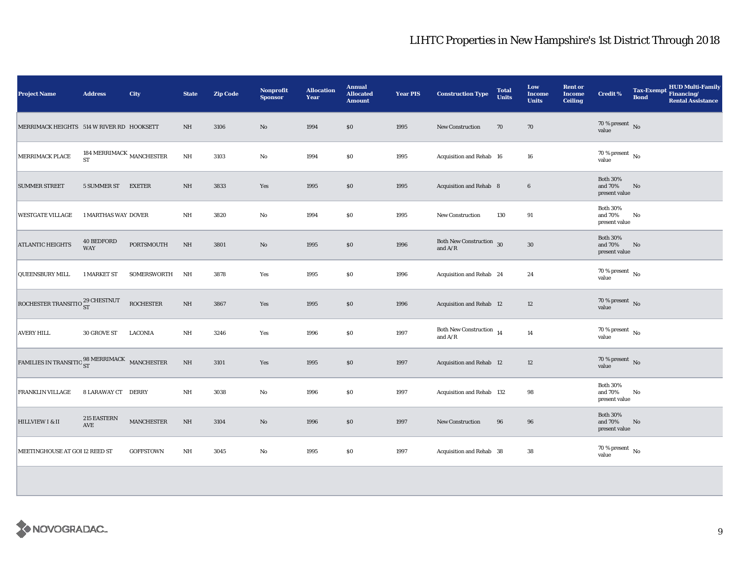# LIHTC Properties in New Hampshire's 1st District Through 2018

| Project Name | Address | City | State | Zip Code | Nonprofit Sponsor | Allocation Year | Annual Allocated Amount | Year PIS | Construction Type | Total Units | Low Income Units | Rent or Income Ceiling | Credit % | Tax-Exempt Bond | HUD Multi-Family Financing/ Rental Assistance |
|---|---|---|---|---|---|---|---|---|---|---|---|---|---|---|---|
| MERRIMACK HEIGHTS | 514 W RIVER RD | HOOKSETT | NH | 3106 | No | 1994 | $0 | 1995 | New Construction | 70 | 70 | | 70 % present value | No | |
| MERRIMACK PLACE | 184 MERRIMACK ST | MANCHESTER | NH | 3103 | No | 1994 | $0 | 1995 | Acquisition and Rehab | 16 | 16 | | 70 % present value | No | |
| SUMMER STREET | 5 SUMMER ST | EXETER | NH | 3833 | Yes | 1995 | $0 | 1995 | Acquisition and Rehab | 8 | 6 | | Both 30% and 70% present value | No | |
| WESTGATE VILLAGE | 1 MARTHAS WAY | DOVER | NH | 3820 | No | 1994 | $0 | 1995 | New Construction | 130 | 91 | | Both 30% and 70% present value | No | |
| ATLANTIC HEIGHTS | 40 BEDFORD WAY | PORTSMOUTH | NH | 3801 | No | 1995 | $0 | 1996 | Both New Construction and A/R | 30 | 30 | | Both 30% and 70% present value | No | |
| QUEENSBURY MILL | 1 MARKET ST | SOMERSWORTH | NH | 3878 | Yes | 1995 | $0 | 1996 | Acquisition and Rehab | 24 | 24 | | 70 % present value | No | |
| ROCHESTER TRANSITIO | 29 CHESTNUT ST | ROCHESTER | NH | 3867 | Yes | 1995 | $0 | 1996 | Acquisition and Rehab | 12 | 12 | | 70 % present value | No | |
| AVERY HILL | 30 GROVE ST | LACONIA | NH | 3246 | Yes | 1996 | $0 | 1997 | Both New Construction and A/R | 14 | 14 | | 70 % present value | No | |
| FAMILIES IN TRANSITIO | 98 MERRIMACK ST | MANCHESTER | NH | 3101 | Yes | 1995 | $0 | 1997 | Acquisition and Rehab | 12 | 12 | | 70 % present value | No | |
| FRANKLIN VILLAGE | 8 LARAWAY CT | DERRY | NH | 3038 | No | 1996 | $0 | 1997 | Acquisition and Rehab | 132 | 98 | | Both 30% and 70% present value | No | |
| HILLVIEW I & II | 215 EASTERN AVE | MANCHESTER | NH | 3104 | No | 1996 | $0 | 1997 | New Construction | 96 | 96 | | Both 30% and 70% present value | No | |
| MEETINGHOUSE AT GOI | 12 REED ST | GOFFSTOWN | NH | 3045 | No | 1995 | $0 | 1997 | Acquisition and Rehab | 38 | 38 | | 70 % present value | No | |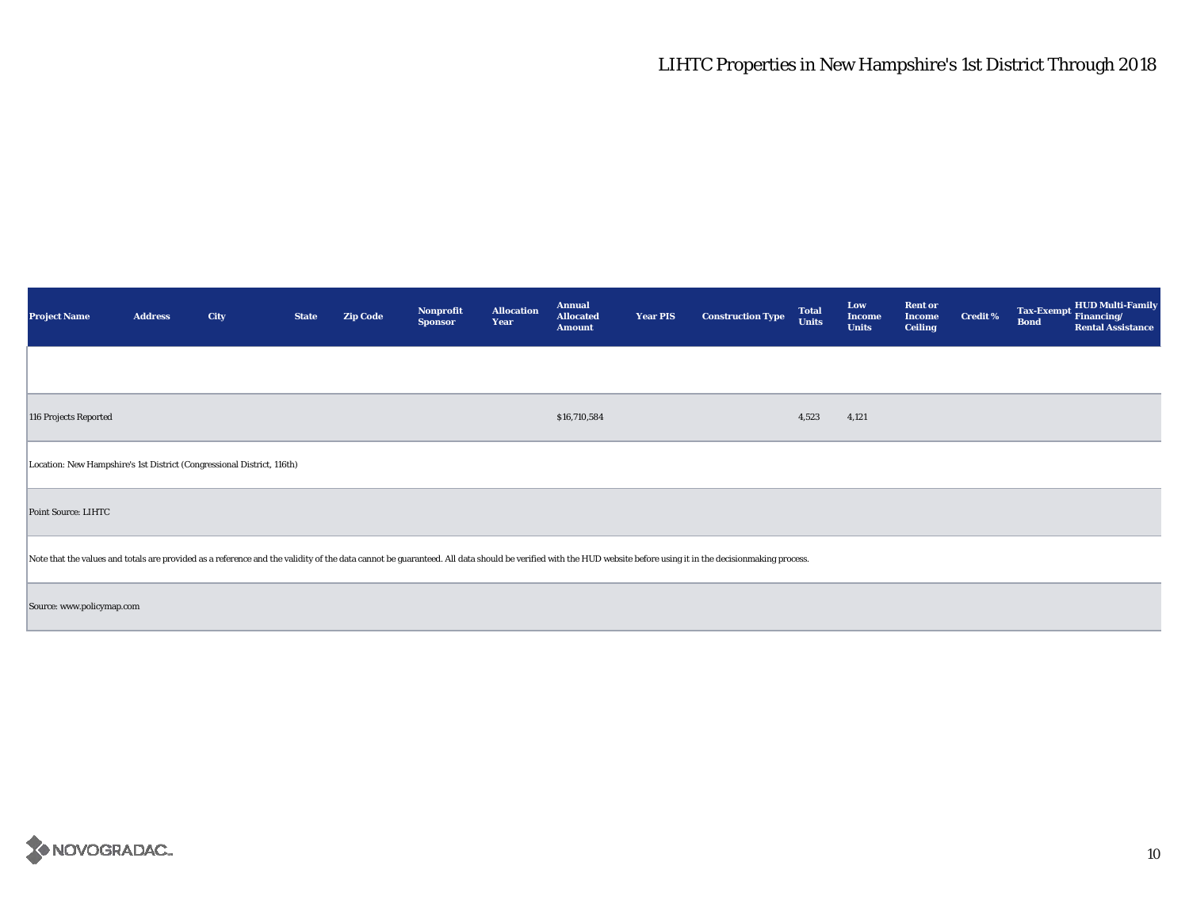# LIHTC Properties in New Hampshire's 1st District Through 2018

| Project Name | Address | City | State | Zip Code | Nonprofit Sponsor | Allocation Year | Annual Allocated Amount | Year PIS | Construction Type | Total Units | Low Income Units | Rent or Income Ceiling | Credit % | Tax-Exempt Bond | HUD Multi-Family Financing/ Rental Assistance |
|---|---|---|---|---|---|---|---|---|---|---|---|---|---|---|---|
| | | | | | | | | | | | | | | | |
| 116 Projects Reported | | | | | | | $16,710,584 | | | 4,523 | 4,121 | | | | |
| Location: New Hampshire's 1st District (Congressional District, 116th) | | | | | | | | | | | | | | | |
| Point Source: LIHTC | | | | | | | | | | | | | | | |
| Note that the values and totals are provided as a reference and the validity of the data cannot be guaranteed. All data should be verified with the HUD website before using it in the decisionmaking process. | | | | | | | | | | | | | | | |
| Source: www.policymap.com | | | | | | | | | | | | | | | |